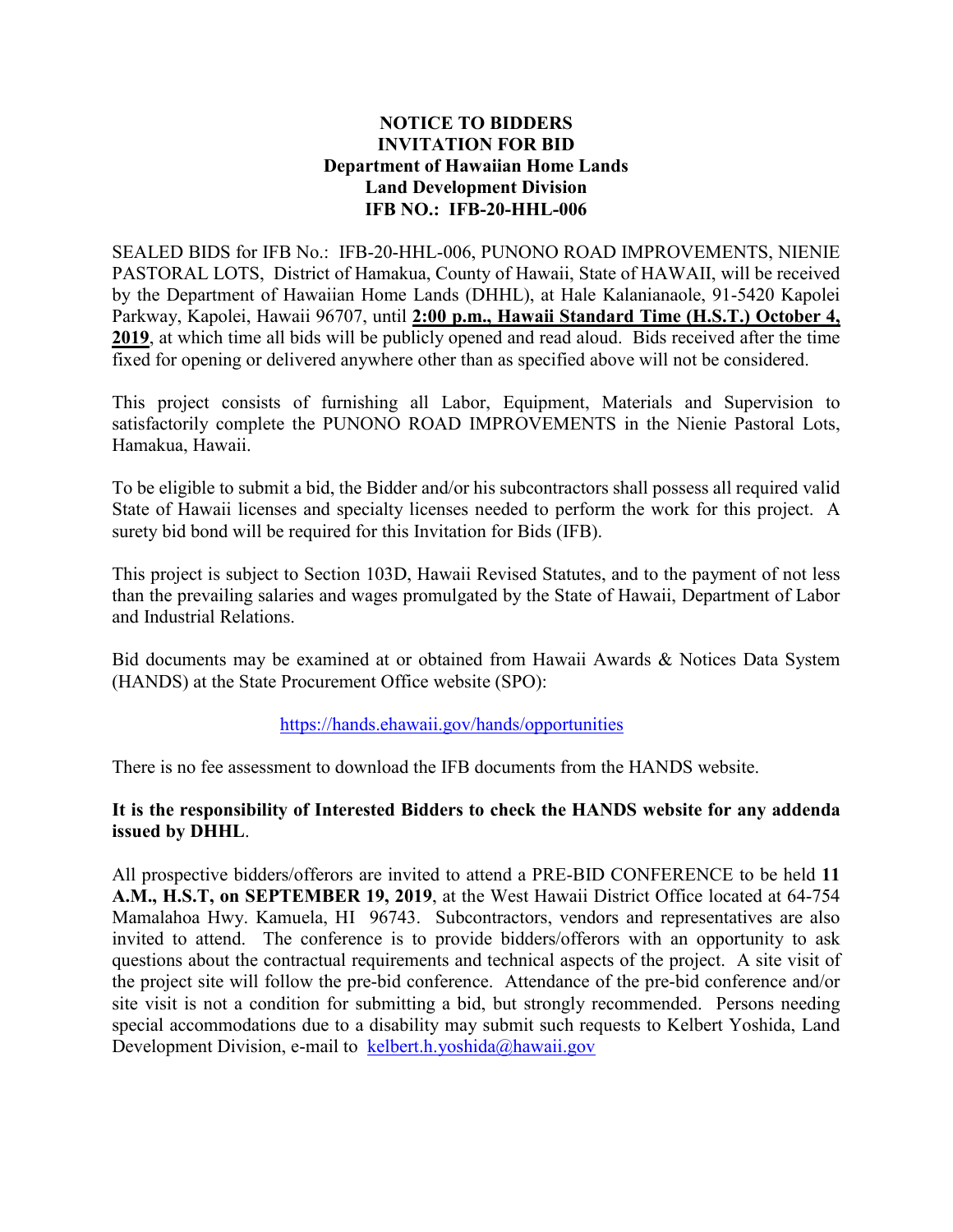**NOTICE TO BIDDERS**
**INVITATION FOR BID**
**Department of Hawaiian Home Lands**
**Land Development Division**
**IFB NO.: IFB-20-HHL-006**

SEALED BIDS for IFB No.: IFB-20-HHL-006, PUNONO ROAD IMPROVEMENTS, NIENIE PASTORAL LOTS, District of Hamakua, County of Hawaii, State of HAWAII, will be received by the Department of Hawaiian Home Lands (DHHL), at Hale Kalanianaole, 91-5420 Kapolei Parkway, Kapolei, Hawaii 96707, until **2:00 p.m., Hawaii Standard Time (H.S.T.) October 4, 2019**, at which time all bids will be publicly opened and read aloud. Bids received after the time fixed for opening or delivered anywhere other than as specified above will not be considered.

This project consists of furnishing all Labor, Equipment, Materials and Supervision to satisfactorily complete the PUNONO ROAD IMPROVEMENTS in the Nienie Pastoral Lots, Hamakua, Hawaii.

To be eligible to submit a bid, the Bidder and/or his subcontractors shall possess all required valid State of Hawaii licenses and specialty licenses needed to perform the work for this project. A surety bid bond will be required for this Invitation for Bids (IFB).

This project is subject to Section 103D, Hawaii Revised Statutes, and to the payment of not less than the prevailing salaries and wages promulgated by the State of Hawaii, Department of Labor and Industrial Relations.

Bid documents may be examined at or obtained from Hawaii Awards & Notices Data System (HANDS) at the State Procurement Office website (SPO):

https://hands.ehawaii.gov/hands/opportunities

There is no fee assessment to download the IFB documents from the HANDS website.

**It is the responsibility of Interested Bidders to check the HANDS website for any addenda issued by DHHL**.

All prospective bidders/offerors are invited to attend a PRE-BID CONFERENCE to be held **11 A.M., H.S.T, on SEPTEMBER 19, 2019**, at the West Hawaii District Office located at 64-754 Mamalahoa Hwy. Kamuela, HI 96743. Subcontractors, vendors and representatives are also invited to attend. The conference is to provide bidders/offerors with an opportunity to ask questions about the contractual requirements and technical aspects of the project. A site visit of the project site will follow the pre-bid conference. Attendance of the pre-bid conference and/or site visit is not a condition for submitting a bid, but strongly recommended. Persons needing special accommodations due to a disability may submit such requests to Kelbert Yoshida, Land Development Division, e-mail to kelbert.h.yoshida@hawaii.gov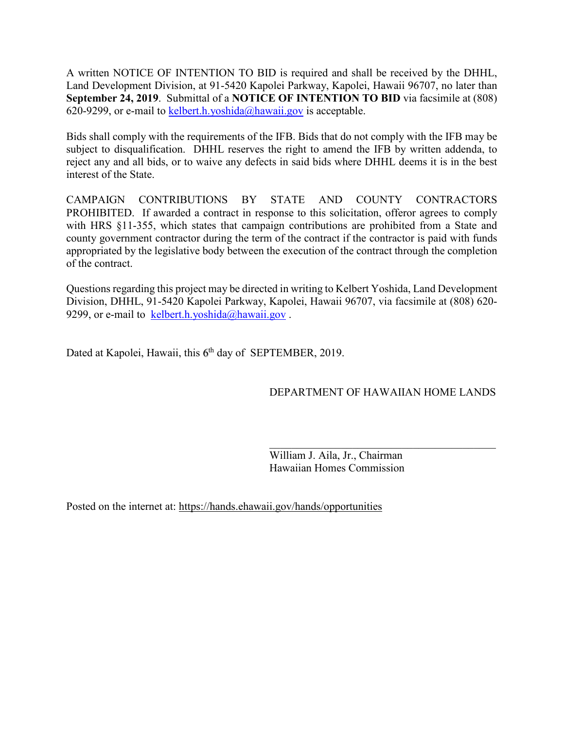A written NOTICE OF INTENTION TO BID is required and shall be received by the DHHL, Land Development Division, at 91-5420 Kapolei Parkway, Kapolei, Hawaii 96707, no later than **September 24, 2019**. Submittal of a **NOTICE OF INTENTION TO BID** via facsimile at (808) 620-9299, or e-mail to kelbert.h.yoshida@hawaii.gov is acceptable.

Bids shall comply with the requirements of the IFB. Bids that do not comply with the IFB may be subject to disqualification. DHHL reserves the right to amend the IFB by written addenda, to reject any and all bids, or to waive any defects in said bids where DHHL deems it is in the best interest of the State.

CAMPAIGN CONTRIBUTIONS BY STATE AND COUNTY CONTRACTORS PROHIBITED. If awarded a contract in response to this solicitation, offeror agrees to comply with HRS §11-355, which states that campaign contributions are prohibited from a State and county government contractor during the term of the contract if the contractor is paid with funds appropriated by the legislative body between the execution of the contract through the completion of the contract.

Questions regarding this project may be directed in writing to Kelbert Yoshida, Land Development Division, DHHL, 91-5420 Kapolei Parkway, Kapolei, Hawaii 96707, via facsimile at (808) 620-9299, or e-mail to kelbert.h.yoshida@hawaii.gov .

Dated at Kapolei, Hawaii, this 6th day of SEPTEMBER, 2019.

DEPARTMENT OF HAWAIIAN HOME LANDS

\_\_\_\_\_\_\_\_\_\_\_\_\_\_\_\_\_\_\_\_\_\_\_\_\_\_\_\_\_\_\_\_\_\_\_\_\_\_\_\_

William J. Aila, Jr., Chairman
Hawaiian Homes Commission

Posted on the internet at: https://hands.ehawaii.gov/hands/opportunities